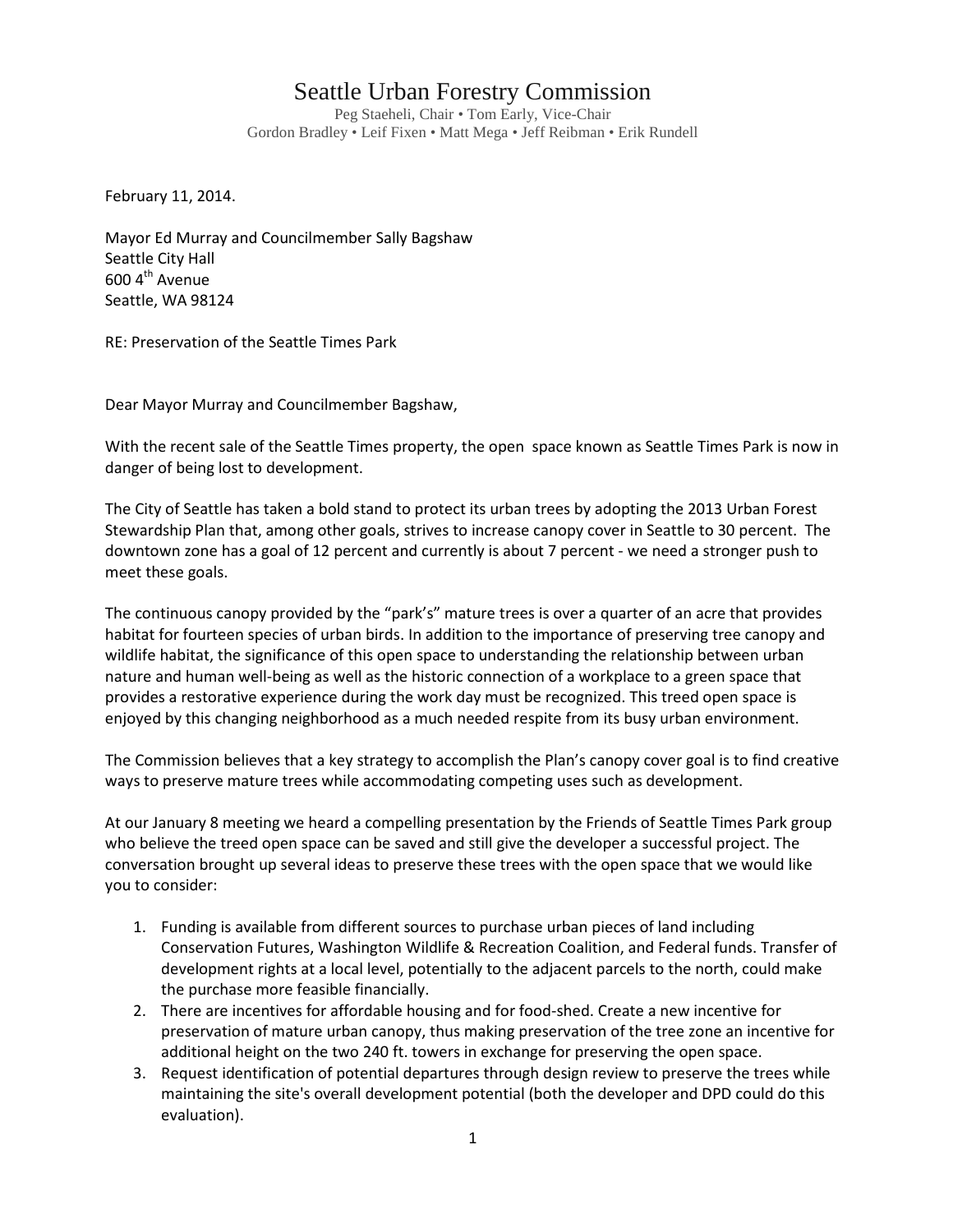# Seattle Urban Forestry Commission

Peg Staeheli, Chair • Tom Early, Vice-Chair
Gordon Bradley • Leif Fixen • Matt Mega • Jeff Reibman • Erik Rundell

February 11, 2014.

Mayor Ed Murray and Councilmember Sally Bagshaw
Seattle City Hall
600 4th Avenue
Seattle, WA 98124

RE: Preservation of the Seattle Times Park

Dear Mayor Murray and Councilmember Bagshaw,

With the recent sale of the Seattle Times property, the open space known as Seattle Times Park is now in danger of being lost to development.

The City of Seattle has taken a bold stand to protect its urban trees by adopting the 2013 Urban Forest Stewardship Plan that, among other goals, strives to increase canopy cover in Seattle to 30 percent. The downtown zone has a goal of 12 percent and currently is about 7 percent - we need a stronger push to meet these goals.

The continuous canopy provided by the "park's" mature trees is over a quarter of an acre that provides habitat for fourteen species of urban birds. In addition to the importance of preserving tree canopy and wildlife habitat, the significance of this open space to understanding the relationship between urban nature and human well-being as well as the historic connection of a workplace to a green space that provides a restorative experience during the work day must be recognized. This treed open space is enjoyed by this changing neighborhood as a much needed respite from its busy urban environment.

The Commission believes that a key strategy to accomplish the Plan's canopy cover goal is to find creative ways to preserve mature trees while accommodating competing uses such as development.

At our January 8 meeting we heard a compelling presentation by the Friends of Seattle Times Park group who believe the treed open space can be saved and still give the developer a successful project. The conversation brought up several ideas to preserve these trees with the open space that we would like you to consider:

1. Funding is available from different sources to purchase urban pieces of land including Conservation Futures, Washington Wildlife & Recreation Coalition, and Federal funds. Transfer of development rights at a local level, potentially to the adjacent parcels to the north, could make the purchase more feasible financially.
2. There are incentives for affordable housing and for food-shed. Create a new incentive for preservation of mature urban canopy, thus making preservation of the tree zone an incentive for additional height on the two 240 ft. towers in exchange for preserving the open space.
3. Request identification of potential departures through design review to preserve the trees while maintaining the site's overall development potential (both the developer and DPD could do this evaluation).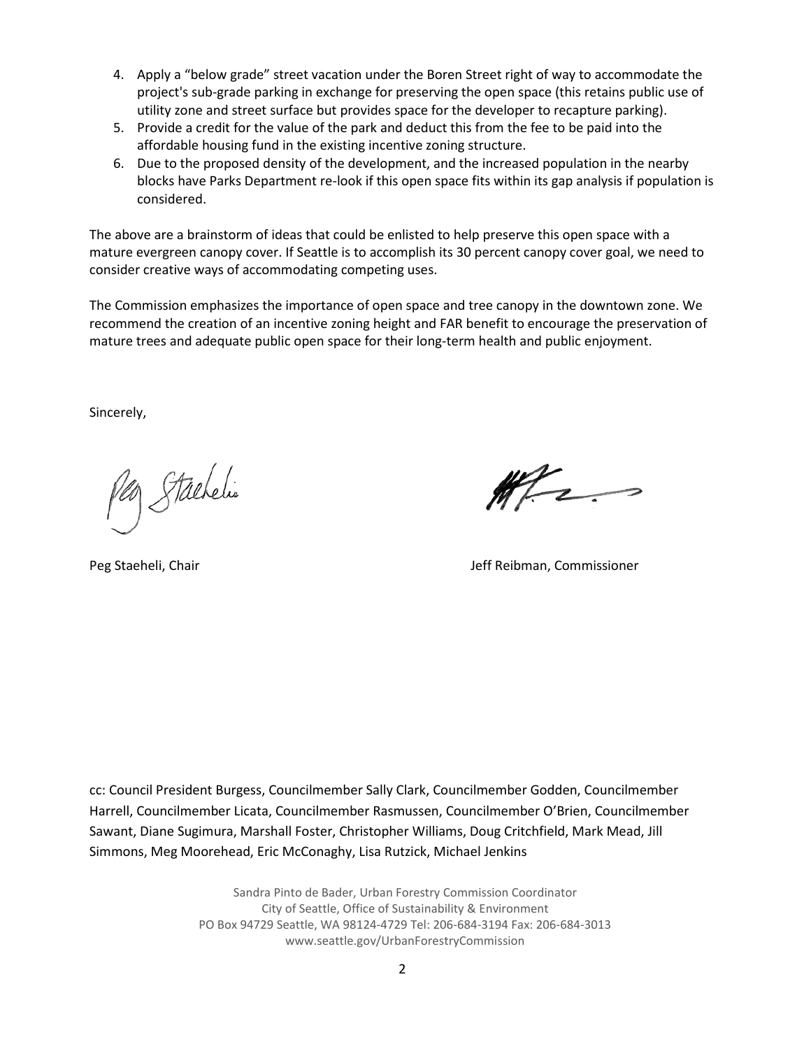4. Apply a "below grade" street vacation under the Boren Street right of way to accommodate the project's sub-grade parking in exchange for preserving the open space (this retains public use of utility zone and street surface but provides space for the developer to recapture parking).
5. Provide a credit for the value of the park and deduct this from the fee to be paid into the affordable housing fund in the existing incentive zoning structure.
6. Due to the proposed density of the development, and the increased population in the nearby blocks have Parks Department re-look if this open space fits within its gap analysis if population is considered.

The above are a brainstorm of ideas that could be enlisted to help preserve this open space with a mature evergreen canopy cover. If Seattle is to accomplish its 30 percent canopy cover goal, we need to consider creative ways of accommodating competing uses.

The Commission emphasizes the importance of open space and tree canopy in the downtown zone. We recommend the creation of an incentive zoning height and FAR benefit to encourage the preservation of mature trees and adequate public open space for their long-term health and public enjoyment.

Sincerely,

Peg Staeheli, Chair

Jeff Reibman, Commissioner

cc: Council President Burgess, Councilmember Sally Clark, Councilmember Godden, Councilmember Harrell, Councilmember Licata, Councilmember Rasmussen, Councilmember O'Brien, Councilmember Sawant, Diane Sugimura, Marshall Foster, Christopher Williams, Doug Critchfield, Mark Mead, Jill Simmons, Meg Moorehead, Eric McConaghy, Lisa Rutzick, Michael Jenkins

Sandra Pinto de Bader, Urban Forestry Commission Coordinator
City of Seattle, Office of Sustainability & Environment
PO Box 94729 Seattle, WA 98124-4729 Tel: 206-684-3194 Fax: 206-684-3013
www.seattle.gov/UrbanForestryCommission